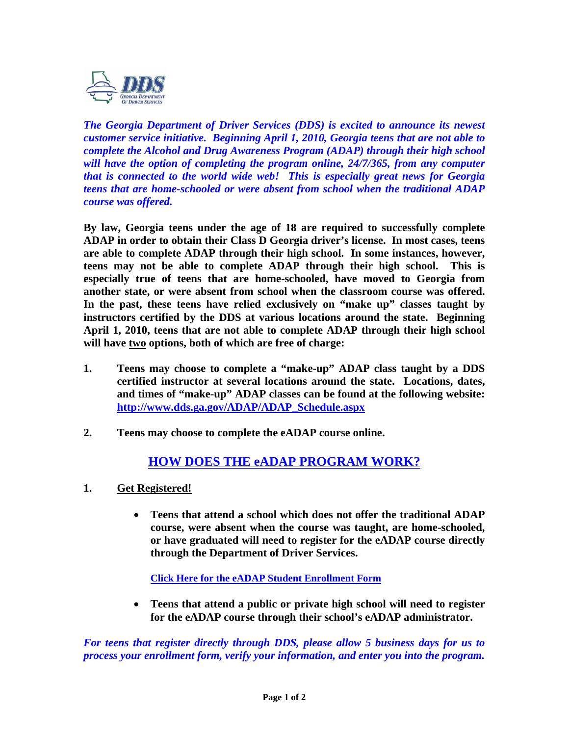*The Georgia Department of Driver Services (DDS) is excited to announce its newest customer service initiative. Beginning April 1, 2010, Georgia teens that are not able to complete the Alcohol and Drug Awareness Program (ADAP) through their high school will have the option of completing the program online, 24/7/365, from any computer that is connected to the world wide web! This is especially great news for Georgia teens that are home-schooled or were absent from school when the traditional ADAP course was offered.*

**By law, Georgia teens under the age of 18 are required to successfully complete ADAP in order to obtain their Class D Georgia driver's license. In most cases, teens are able to complete ADAP through their high school. In some instances, however, teens may not be able to complete ADAP through their high school. This is especially true of teens that are home-schooled, have moved to Georgia from another state, or were absent from school when the classroom course was offered. In the past, these teens have relied exclusively on "make up" classes taught by instructors certified by the DDS at various locations around the state. Beginning April 1, 2010, teens that are not able to complete ADAP through their high school will have two options, both of which are free of charge:**

1. **Teens may choose to complete a "make-up" ADAP class taught by a DDS certified instructor at several locations around the state. Locations, dates, and times of "make-up" ADAP classes can be found at the following website: [http://www.dds.ga.gov/ADAP/ADAP_Schedule.aspx](http://www.dds.ga.gov/ADAP/ADAP_Schedule.aspx)**

2. **Teens may choose to complete the eADAP course online.**

## HOW DOES THE eADAP PROGRAM WORK?

1. **Get Registered!**

   - **Teens that attend a school which does not offer the traditional ADAP course, were absent when the course was taught, are home-schooled, or have graduated will need to register for the eADAP course directly through the Department of Driver Services.**

     **Click Here for the eADAP Student Enrollment Form**

   - **Teens that attend a public or private high school will need to register for the eADAP course through their school's eADAP administrator.**

***For teens that register directly through DDS, please allow 5 business days for us to process your enrollment form, verify your information, and enter you into the program.***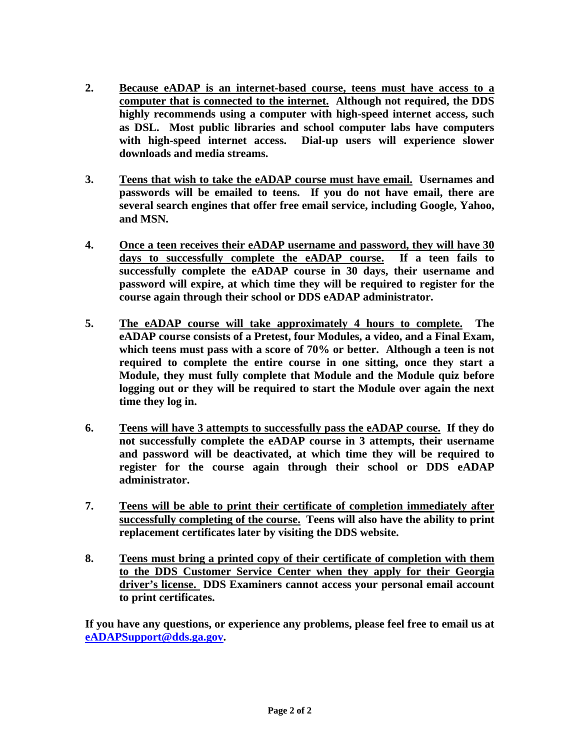2. **<u>Because eADAP is an internet-based course, teens must have access to a computer that is connected to the internet.</u> Although not required, the DDS highly recommends using a computer with high-speed internet access, such as DSL. Most public libraries and school computer labs have computers with high-speed internet access. Dial-up users will experience slower downloads and media streams.**

3. **<u>Teens that wish to take the eADAP course must have email.</u> Usernames and passwords will be emailed to teens. If you do not have email, there are several search engines that offer free email service, including Google, Yahoo, and MSN.**

4. **<u>Once a teen receives their eADAP username and password, they will have 30 days to successfully complete the eADAP course.</u> If a teen fails to successfully complete the eADAP course in 30 days, their username and password will expire, at which time they will be required to register for the course again through their school or DDS eADAP administrator.**

5. **<u>The eADAP course will take approximately 4 hours to complete.</u> The eADAP course consists of a Pretest, four Modules, a video, and a Final Exam, which teens must pass with a score of 70% or better. Although a teen is not required to complete the entire course in one sitting, once they start a Module, they must fully complete that Module and the Module quiz before logging out or they will be required to start the Module over again the next time they log in.**

6. **<u>Teens will have 3 attempts to successfully pass the eADAP course.</u> If they do not successfully complete the eADAP course in 3 attempts, their username and password will be deactivated, at which time they will be required to register for the course again through their school or DDS eADAP administrator.**

7. **<u>Teens will be able to print their certificate of completion immediately after successfully completing of the course.</u> Teens will also have the ability to print replacement certificates later by visiting the DDS website.**

8. **<u>Teens must bring a printed copy of their certificate of completion with them to the DDS Customer Service Center when they apply for their Georgia driver's license.</u> DDS Examiners cannot access your personal email account to print certificates.**

**If you have any questions, or experience any problems, please feel free to email us at [eADAPSupport@dds.ga.gov](mailto:eADAPSupport@dds.ga.gov).**